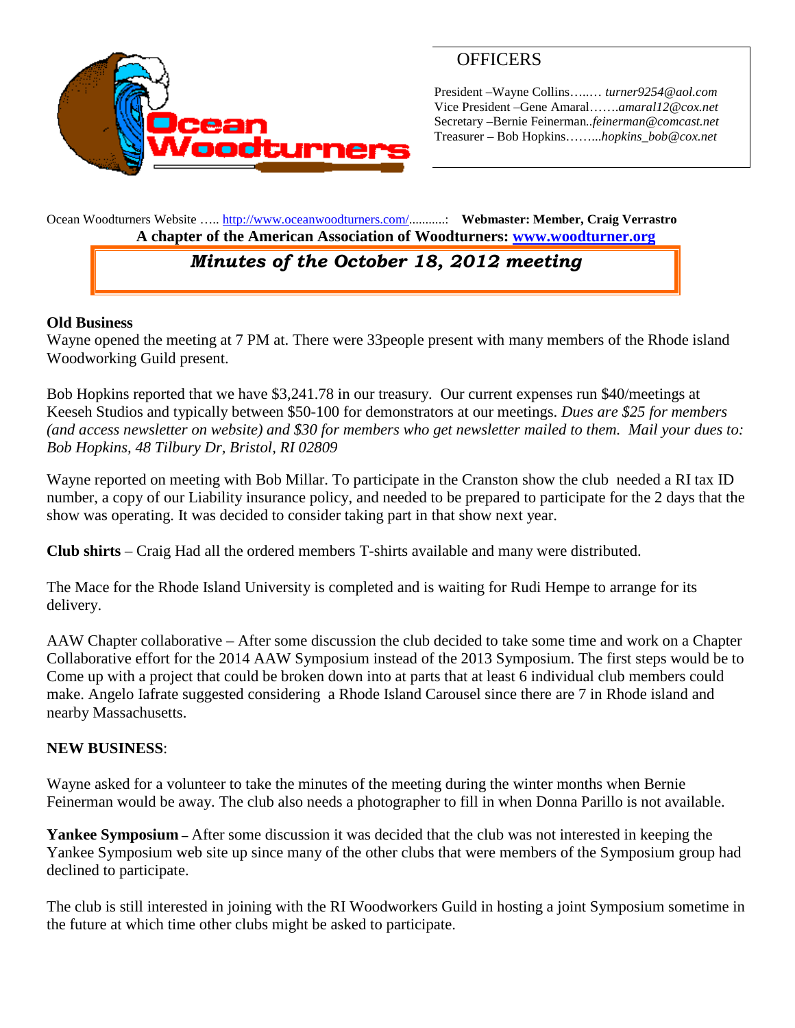Ocean Woodturners

## OFFICERS

President –Wayne Collins…..… *turner9254@aol.com*
Vice President –Gene Amaral…….*amaral12@cox.net*
Secretary –Bernie Feinerman..*feinerman@comcast.net*
Treasurer – Bob Hopkins……...*hopkins_bob@cox.net*

Ocean Woodturners Website ….. http://www.oceanwoodturners.com/..........: **Webmaster: Member, Craig Verrastro**

**A chapter of the American Association of Woodturners: www.woodturner.org**

# *Minutes of the October 18, 2012 meeting*

**Old Business**

Wayne opened the meeting at 7 PM at. There were 33people present with many members of the Rhode island Woodworking Guild present.

Bob Hopkins reported that we have $3,241.78 in our treasury. Our current expenses run $40/meetings at Keeseh Studios and typically between $50-100 for demonstrators at our meetings. *Dues are $25 for members (and access newsletter on website) and $30 for members who get newsletter mailed to them. Mail your dues to: Bob Hopkins, 48 Tilbury Dr, Bristol, RI 02809*

Wayne reported on meeting with Bob Millar. To participate in the Cranston show the club needed a RI tax ID number, a copy of our Liability insurance policy, and needed to be prepared to participate for the 2 days that the show was operating. It was decided to consider taking part in that show next year.

**Club shirts** – Craig Had all the ordered members T-shirts available and many were distributed.

The Mace for the Rhode Island University is completed and is waiting for Rudi Hempe to arrange for its delivery.

AAW Chapter collaborative – After some discussion the club decided to take some time and work on a Chapter Collaborative effort for the 2014 AAW Symposium instead of the 2013 Symposium. The first steps would be to Come up with a project that could be broken down into at parts that at least 6 individual club members could make. Angelo Iafrate suggested considering a Rhode Island Carousel since there are 7 in Rhode island and nearby Massachusetts.

**NEW BUSINESS**:

Wayne asked for a volunteer to take the minutes of the meeting during the winter months when Bernie Feinerman would be away. The club also needs a photographer to fill in when Donna Parillo is not available.

**Yankee Symposium** – After some discussion it was decided that the club was not interested in keeping the Yankee Symposium web site up since many of the other clubs that were members of the Symposium group had declined to participate.

The club is still interested in joining with the RI Woodworkers Guild in hosting a joint Symposium sometime in the future at which time other clubs might be asked to participate.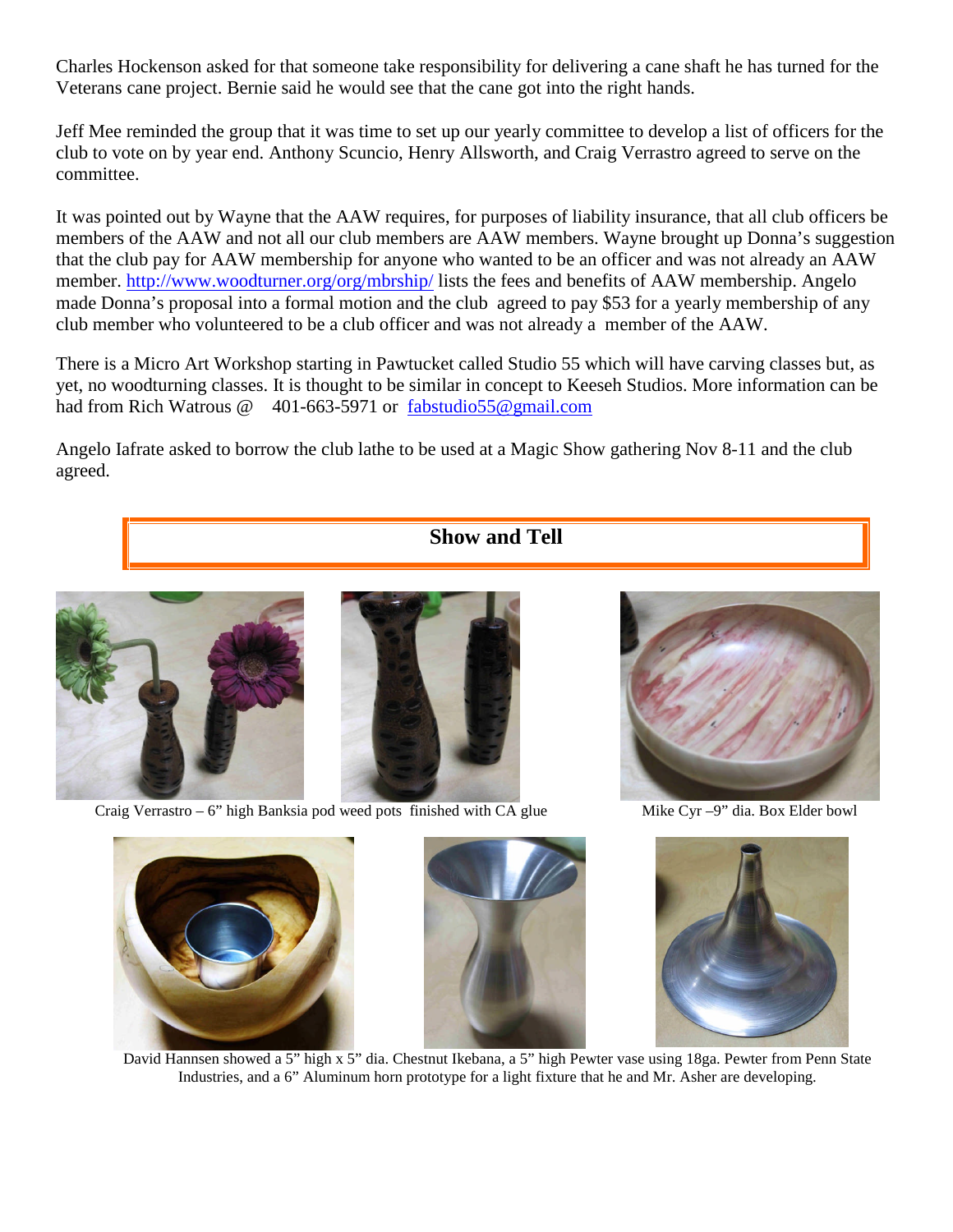Charles Hockenson asked for that someone take responsibility for delivering a cane shaft he has turned for the Veterans cane project. Bernie said he would see that the cane got into the right hands.

Jeff Mee reminded the group that it was time to set up our yearly committee to develop a list of officers for the club to vote on by year end. Anthony Scuncio, Henry Allsworth, and Craig Verrastro agreed to serve on the committee.

It was pointed out by Wayne that the AAW requires, for purposes of liability insurance, that all club officers be members of the AAW and not all our club members are AAW members. Wayne brought up Donna's suggestion that the club pay for AAW membership for anyone who wanted to be an officer and was not already an AAW member. http://www.woodturner.org/org/mbrship/ lists the fees and benefits of AAW membership. Angelo made Donna's proposal into a formal motion and the club agreed to pay $53 for a yearly membership of any club member who volunteered to be a club officer and was not already a member of the AAW.

There is a Micro Art Workshop starting in Pawtucket called Studio 55 which will have carving classes but, as yet, no woodturning classes. It is thought to be similar in concept to Keeseh Studios. More information can be had from Rich Watrous @ 401-663-5971 or fabstudio55@gmail.com

Angelo Iafrate asked to borrow the club lathe to be used at a Magic Show gathering Nov 8-11 and the club agreed.

## Show and Tell

Craig Verrastro – 6" high Banksia pod weed pots finished with CA glue

Mike Cyr –9" dia. Box Elder bowl

David Hannsen showed a 5" high x 5" dia. Chestnut Ikebana, a 5" high Pewter vase using 18ga. Pewter from Penn State Industries, and a 6" Aluminum horn prototype for a light fixture that he and Mr. Asher are developing.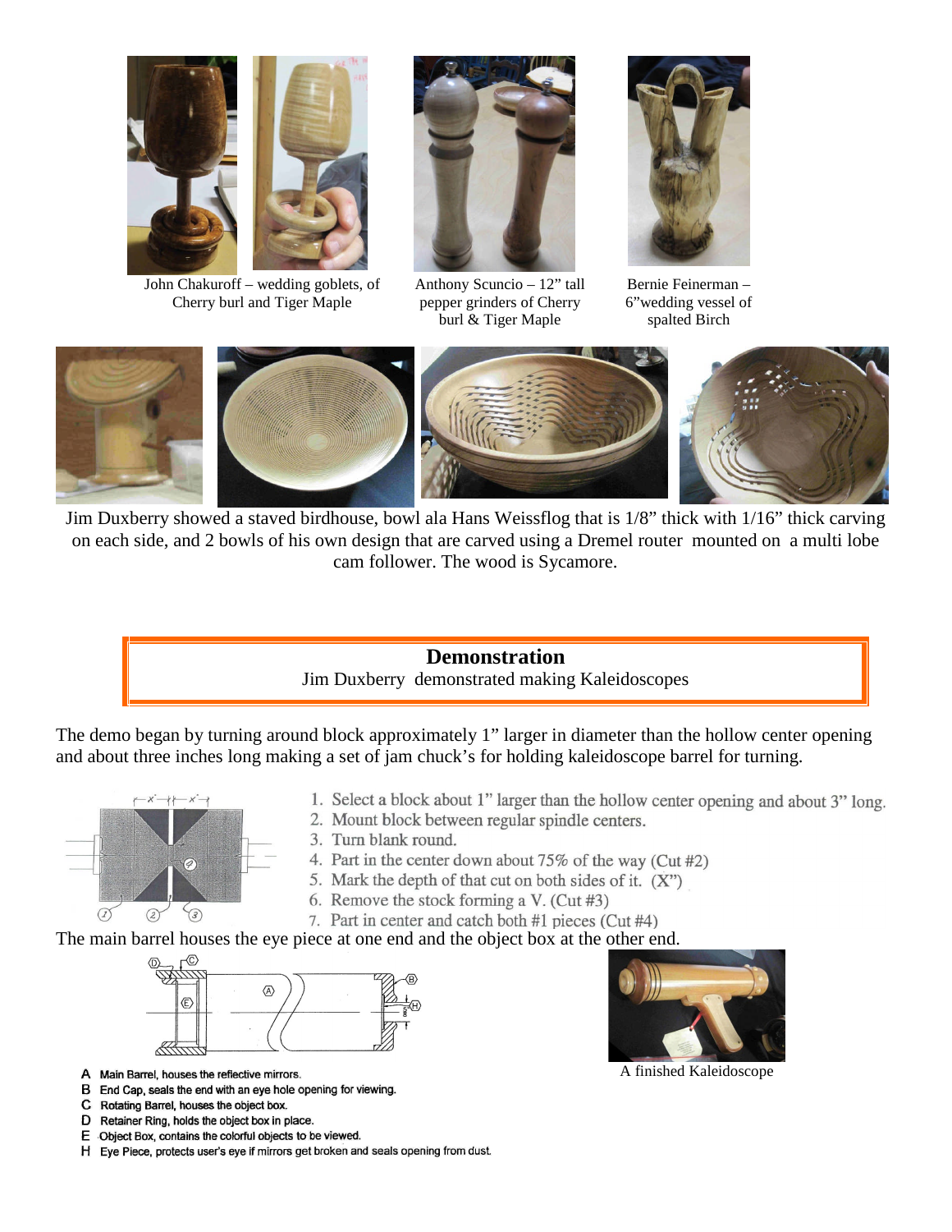John Chakuroff – wedding goblets, of Cherry burl and Tiger Maple

Anthony Scuncio – 12" tall pepper grinders of Cherry burl & Tiger Maple

Bernie Feinerman – 6"wedding vessel of spalted Birch

Jim Duxberry showed a staved birdhouse, bowl ala Hans Weissflog that is 1/8" thick with 1/16" thick carving on each side, and 2 bowls of his own design that are carved using a Dremel router mounted on a multi lobe cam follower. The wood is Sycamore.

## Demonstration

Jim Duxberry demonstrated making Kaleidoscopes

The demo began by turning around block approximately 1" larger in diameter than the hollow center opening and about three inches long making a set of jam chuck's for holding kaleidoscope barrel for turning.

1. Select a block about 1" larger than the hollow center opening and about 3" long.
2. Mount block between regular spindle centers.
3. Turn blank round.
4. Part in the center down about 75% of the way (Cut #2)
5. Mark the depth of that cut on both sides of it. (X")
6. Remove the stock forming a V. (Cut #3)
7. Part in center and catch both #1 pieces (Cut #4)

The main barrel houses the eye piece at one end and the object box at the other end.

- A Main Barrel, houses the reflective mirrors.
- B End Cap, seals the end with an eye hole opening for viewing.
- C Rotating Barrel, houses the object box.
- D Retainer Ring, holds the object box in place.
- E Object Box, contains the colorful objects to be viewed.
- H Eye Piece, protects user's eye if mirrors get broken and seals opening from dust.

A finished Kaleidoscope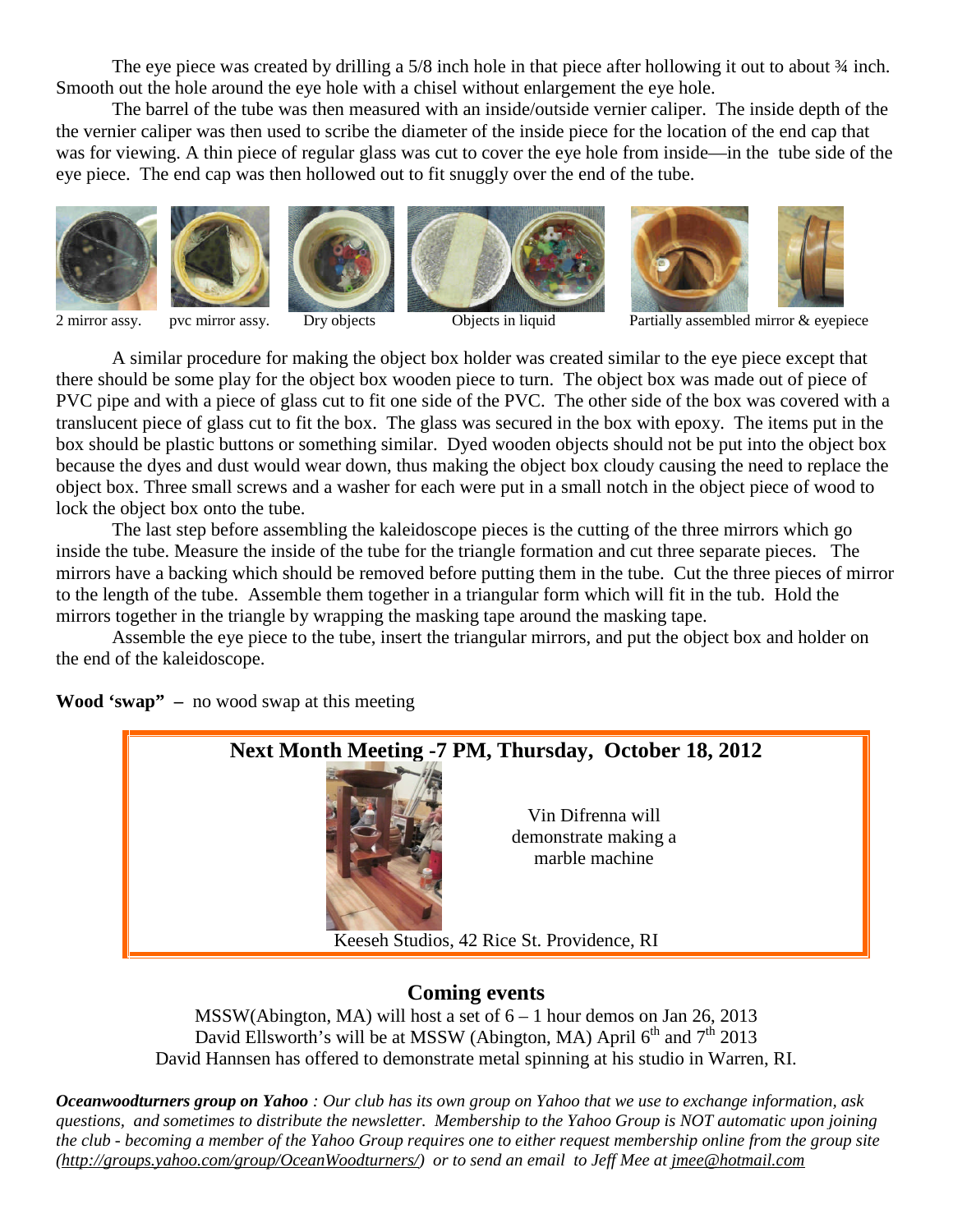The eye piece was created by drilling a 5/8 inch hole in that piece after hollowing it out to about ¾ inch. Smooth out the hole around the eye hole with a chisel without enlargement the eye hole.

The barrel of the tube was then measured with an inside/outside vernier caliper. The inside depth of the the vernier caliper was then used to scribe the diameter of the inside piece for the location of the end cap that was for viewing. A thin piece of regular glass was cut to cover the eye hole from inside—in the tube side of the eye piece. The end cap was then hollowed out to fit snuggly over the end of the tube.

2 mirror assy. pvc mirror assy. Dry objects Objects in liquid Partially assembled mirror & eyepiece

A similar procedure for making the object box holder was created similar to the eye piece except that there should be some play for the object box wooden piece to turn. The object box was made out of piece of PVC pipe and with a piece of glass cut to fit one side of the PVC. The other side of the box was covered with a translucent piece of glass cut to fit the box. The glass was secured in the box with epoxy. The items put in the box should be plastic buttons or something similar. Dyed wooden objects should not be put into the object box because the dyes and dust would wear down, thus making the object box cloudy causing the need to replace the object box. Three small screws and a washer for each were put in a small notch in the object piece of wood to lock the object box onto the tube.

The last step before assembling the kaleidoscope pieces is the cutting of the three mirrors which go inside the tube. Measure the inside of the tube for the triangle formation and cut three separate pieces. The mirrors have a backing which should be removed before putting them in the tube. Cut the three pieces of mirror to the length of the tube. Assemble them together in a triangular form which will fit in the tub. Hold the mirrors together in the triangle by wrapping the masking tape around the masking tape.

Assemble the eye piece to the tube, insert the triangular mirrors, and put the object box and holder on the end of the kaleidoscope.

**Wood 'swap" –** no wood swap at this meeting

**Next Month Meeting -7 PM, Thursday, October 18, 2012**

Vin Difrenna will demonstrate making a marble machine

Keeseh Studios, 42 Rice St. Providence, RI

## Coming events

MSSW(Abington, MA) will host a set of 6 – 1 hour demos on Jan 26, 2013
David Ellsworth's will be at MSSW (Abington, MA) April 6th and 7th 2013
David Hannsen has offered to demonstrate metal spinning at his studio in Warren, RI.

***Oceanwoodturners group on Yahoo*** *: Our club has its own group on Yahoo that we use to exchange information, ask questions, and sometimes to distribute the newsletter. Membership to the Yahoo Group is NOT automatic upon joining the club - becoming a member of the Yahoo Group requires one to either request membership online from the group site (http://groups.yahoo.com/group/OceanWoodturners/) or to send an email to Jeff Mee at jmee@hotmail.com*